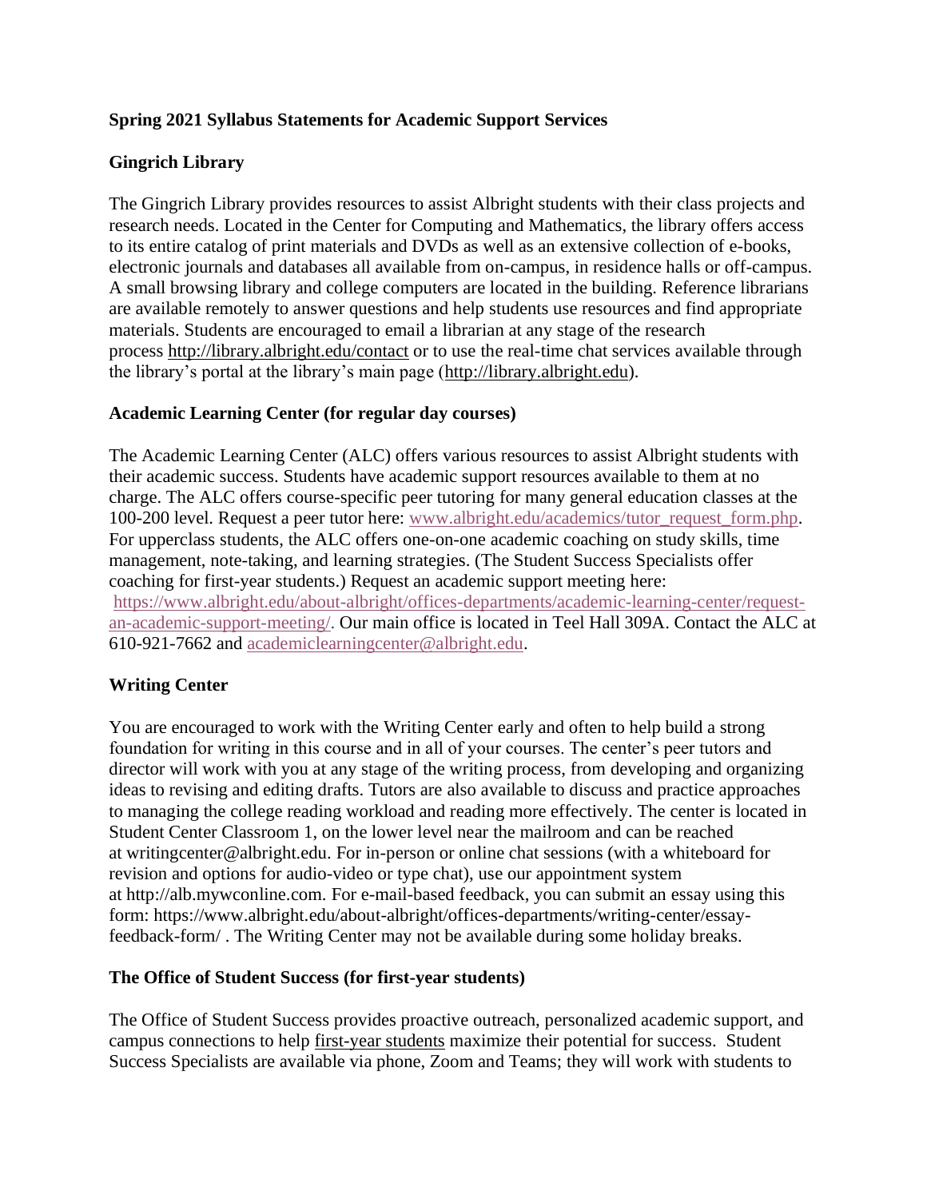**Spring 2021 Syllabus Statements for Academic Support Services**

**Gingrich Library**

The Gingrich Library provides resources to assist Albright students with their class projects and research needs. Located in the Center for Computing and Mathematics, the library offers access to its entire catalog of print materials and DVDs as well as an extensive collection of e-books, electronic journals and databases all available from on-campus, in residence halls or off-campus. A small browsing library and college computers are located in the building. Reference librarians are available remotely to answer questions and help students use resources and find appropriate materials. Students are encouraged to email a librarian at any stage of the research process http://library.albright.edu/contact or to use the real-time chat services available through the library's portal at the library's main page (http://library.albright.edu).

**Academic Learning Center (for regular day courses)**

The Academic Learning Center (ALC) offers various resources to assist Albright students with their academic success. Students have academic support resources available to them at no charge. The ALC offers course-specific peer tutoring for many general education classes at the 100-200 level. Request a peer tutor here: www.albright.edu/academics/tutor_request_form.php. For upperclass students, the ALC offers one-on-one academic coaching on study skills, time management, note-taking, and learning strategies. (The Student Success Specialists offer coaching for first-year students.) Request an academic support meeting here: https://www.albright.edu/about-albright/offices-departments/academic-learning-center/request-an-academic-support-meeting/. Our main office is located in Teel Hall 309A. Contact the ALC at 610-921-7662 and academiclearningcenter@albright.edu.

**Writing Center**

You are encouraged to work with the Writing Center early and often to help build a strong foundation for writing in this course and in all of your courses. The center's peer tutors and director will work with you at any stage of the writing process, from developing and organizing ideas to revising and editing drafts. Tutors are also available to discuss and practice approaches to managing the college reading workload and reading more effectively. The center is located in Student Center Classroom 1, on the lower level near the mailroom and can be reached at writingcenter@albright.edu. For in-person or online chat sessions (with a whiteboard for revision and options for audio-video or type chat), use our appointment system at http://alb.mywconline.com. For e-mail-based feedback, you can submit an essay using this form: https://www.albright.edu/about-albright/offices-departments/writing-center/essay-feedback-form/ . The Writing Center may not be available during some holiday breaks.

**The Office of Student Success (for first-year students)**

The Office of Student Success provides proactive outreach, personalized academic support, and campus connections to help first-year students maximize their potential for success. Student Success Specialists are available via phone, Zoom and Teams; they will work with students to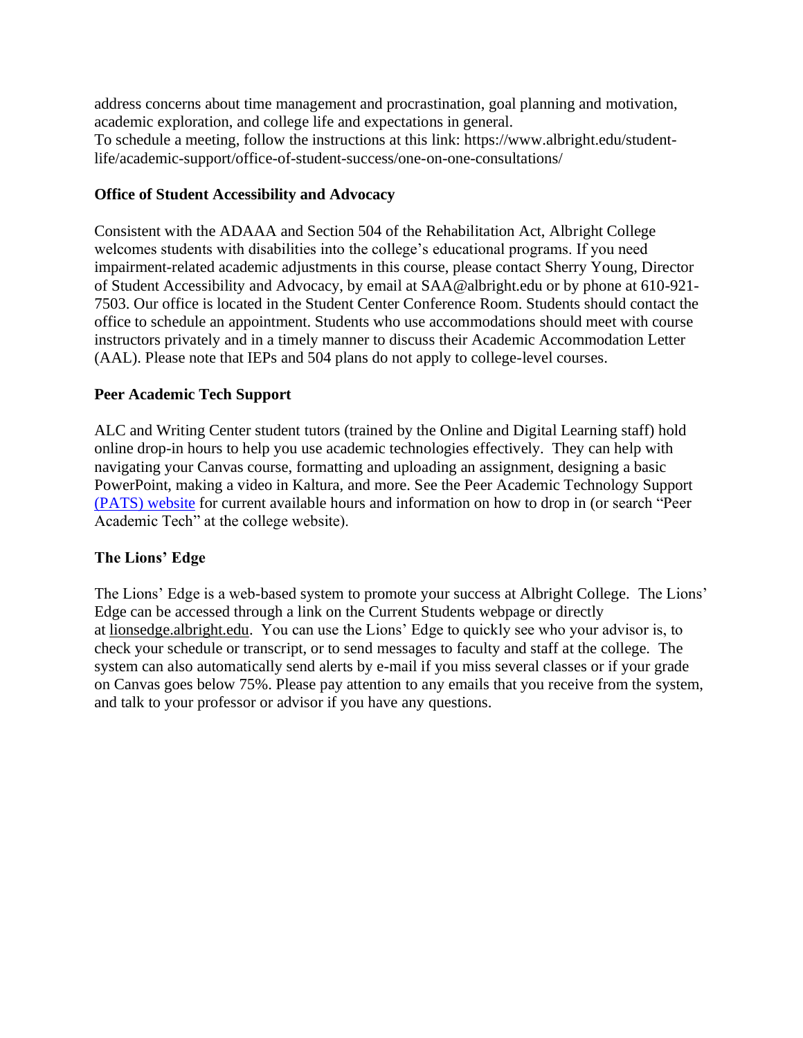address concerns about time management and procrastination, goal planning and motivation, academic exploration, and college life and expectations in general.
To schedule a meeting, follow the instructions at this link: https://www.albright.edu/student-life/academic-support/office-of-student-success/one-on-one-consultations/

**Office of Student Accessibility and Advocacy**

Consistent with the ADAAA and Section 504 of the Rehabilitation Act, Albright College welcomes students with disabilities into the college's educational programs. If you need impairment-related academic adjustments in this course, please contact Sherry Young, Director of Student Accessibility and Advocacy, by email at SAA@albright.edu or by phone at 610-921-7503. Our office is located in the Student Center Conference Room. Students should contact the office to schedule an appointment. Students who use accommodations should meet with course instructors privately and in a timely manner to discuss their Academic Accommodation Letter (AAL). Please note that IEPs and 504 plans do not apply to college-level courses.

**Peer Academic Tech Support**

ALC and Writing Center student tutors (trained by the Online and Digital Learning staff) hold online drop-in hours to help you use academic technologies effectively. They can help with navigating your Canvas course, formatting and uploading an assignment, designing a basic PowerPoint, making a video in Kaltura, and more. See the Peer Academic Technology Support (PATS) website for current available hours and information on how to drop in (or search "Peer Academic Tech" at the college website).

**The Lions' Edge**

The Lions' Edge is a web-based system to promote your success at Albright College. The Lions' Edge can be accessed through a link on the Current Students webpage or directly at lionsedge.albright.edu. You can use the Lions' Edge to quickly see who your advisor is, to check your schedule or transcript, or to send messages to faculty and staff at the college. The system can also automatically send alerts by e-mail if you miss several classes or if your grade on Canvas goes below 75%. Please pay attention to any emails that you receive from the system, and talk to your professor or advisor if you have any questions.